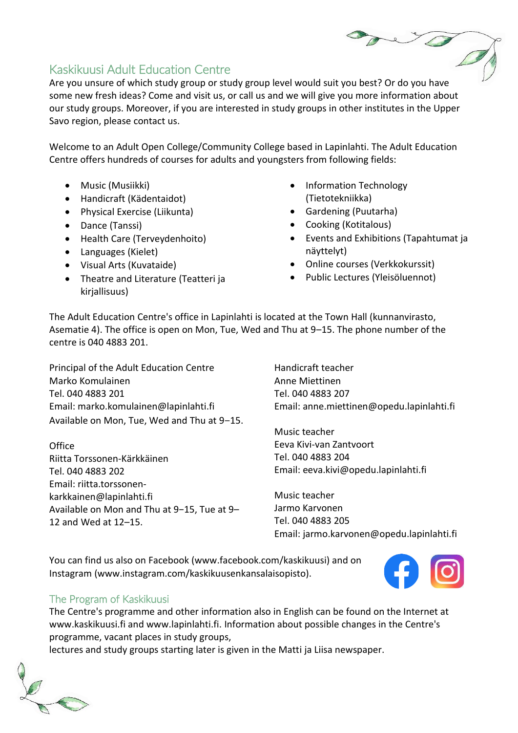## Kaskikuusi Adult Education Centre

Are you unsure of which study group or study group level would suit you best? Or do you have some new fresh ideas? Come and visit us, or call us and we will give you more information about our study groups. Moreover, if you are interested in study groups in other institutes in the Upper Savo region, please contact us.

Welcome to an Adult Open College/Community College based in Lapinlahti. The Adult Education Centre offers hundreds of courses for adults and youngsters from following fields:

- Music (Musiikki)
- Handicraft (Kädentaidot)
- Physical Exercise (Liikunta)
- Dance (Tanssi)
- Health Care (Terveydenhoito)
- Languages (Kielet)
- Visual Arts (Kuvataide)
- Theatre and Literature (Teatteri ja kirjallisuus)
- Information Technology (Tietotekniikka)
- Gardening (Puutarha)
- Cooking (Kotitalous)
- Events and Exhibitions (Tapahtumat ja näyttelyt)
- Online courses (Verkkokurssit)
- Public Lectures (Yleisöluennot)

The Adult Education Centre's office in Lapinlahti is located at the Town Hall (kunnanvirasto, Asematie 4). The office is open on Mon, Tue, Wed and Thu at 9–15. The phone number of the centre is 040 4883 201.

Principal of the Adult Education Centre
Marko Komulainen
Tel. 040 4883 201
Email: marko.komulainen@lapinlahti.fi
Available on Mon, Tue, Wed and Thu at 9−15.

Office
Riitta Torssonen-Kärkkäinen
Tel. 040 4883 202
Email: riitta.torssonen-karkkainen@lapinlahti.fi
Available on Mon and Thu at 9−15, Tue at 9–12 and Wed at 12–15.

Handicraft teacher
Anne Miettinen
Tel. 040 4883 207
Email: anne.miettinen@opedu.lapinlahti.fi

Music teacher
Eeva Kivi-van Zantvoort
Tel. 040 4883 204
Email: eeva.kivi@opedu.lapinlahti.fi

Music teacher
Jarmo Karvonen
Tel. 040 4883 205
Email: jarmo.karvonen@opedu.lapinlahti.fi

You can find us also on Facebook (www.facebook.com/kaskikuusi) and on Instagram (www.instagram.com/kaskikuusenkansalaisopisto).

## The Program of Kaskikuusi

The Centre's programme and other information also in English can be found on the Internet at www.kaskikuusi.fi and www.lapinlahti.fi. Information about possible changes in the Centre's programme, vacant places in study groups,
lectures and study groups starting later is given in the Matti ja Liisa newspaper.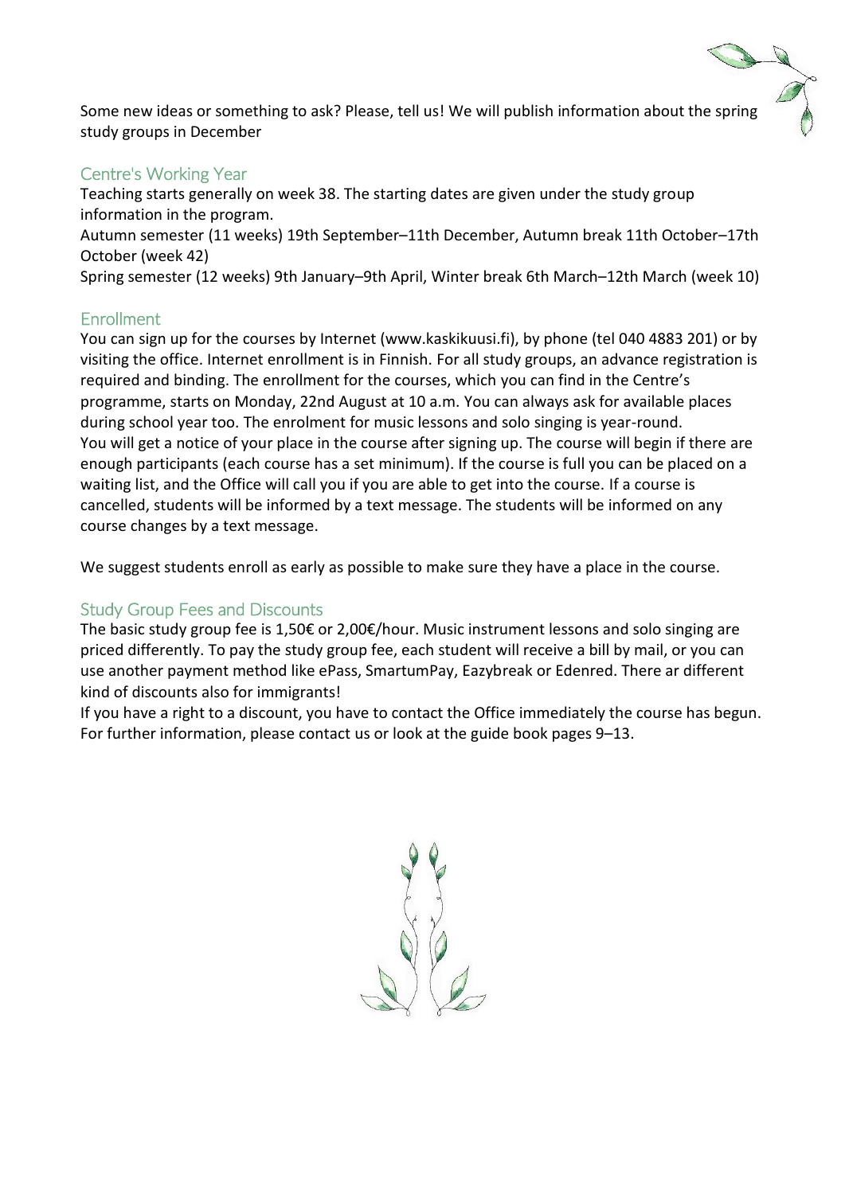Some new ideas or something to ask? Please, tell us! We will publish information about the spring study groups in December

## Centre's Working Year

Teaching starts generally on week 38. The starting dates are given under the study group information in the program.

Autumn semester (11 weeks) 19th September–11th December, Autumn break 11th October–17th October (week 42)

Spring semester (12 weeks) 9th January–9th April, Winter break 6th March–12th March (week 10)

## Enrollment

You can sign up for the courses by Internet (www.kaskikuusi.fi), by phone (tel 040 4883 201) or by visiting the office. Internet enrollment is in Finnish. For all study groups, an advance registration is required and binding. The enrollment for the courses, which you can find in the Centre's programme, starts on Monday, 22nd August at 10 a.m. You can always ask for available places during school year too. The enrolment for music lessons and solo singing is year-round.

You will get a notice of your place in the course after signing up. The course will begin if there are enough participants (each course has a set minimum). If the course is full you can be placed on a waiting list, and the Office will call you if you are able to get into the course. If a course is cancelled, students will be informed by a text message. The students will be informed on any course changes by a text message.

We suggest students enroll as early as possible to make sure they have a place in the course.

## Study Group Fees and Discounts

The basic study group fee is 1,50€ or 2,00€/hour. Music instrument lessons and solo singing are priced differently. To pay the study group fee, each student will receive a bill by mail, or you can use another payment method like ePass, SmartumPay, Eazybreak or Edenred. There ar different kind of discounts also for immigrants!

If you have a right to a discount, you have to contact the Office immediately the course has begun. For further information, please contact us or look at the guide book pages 9–13.